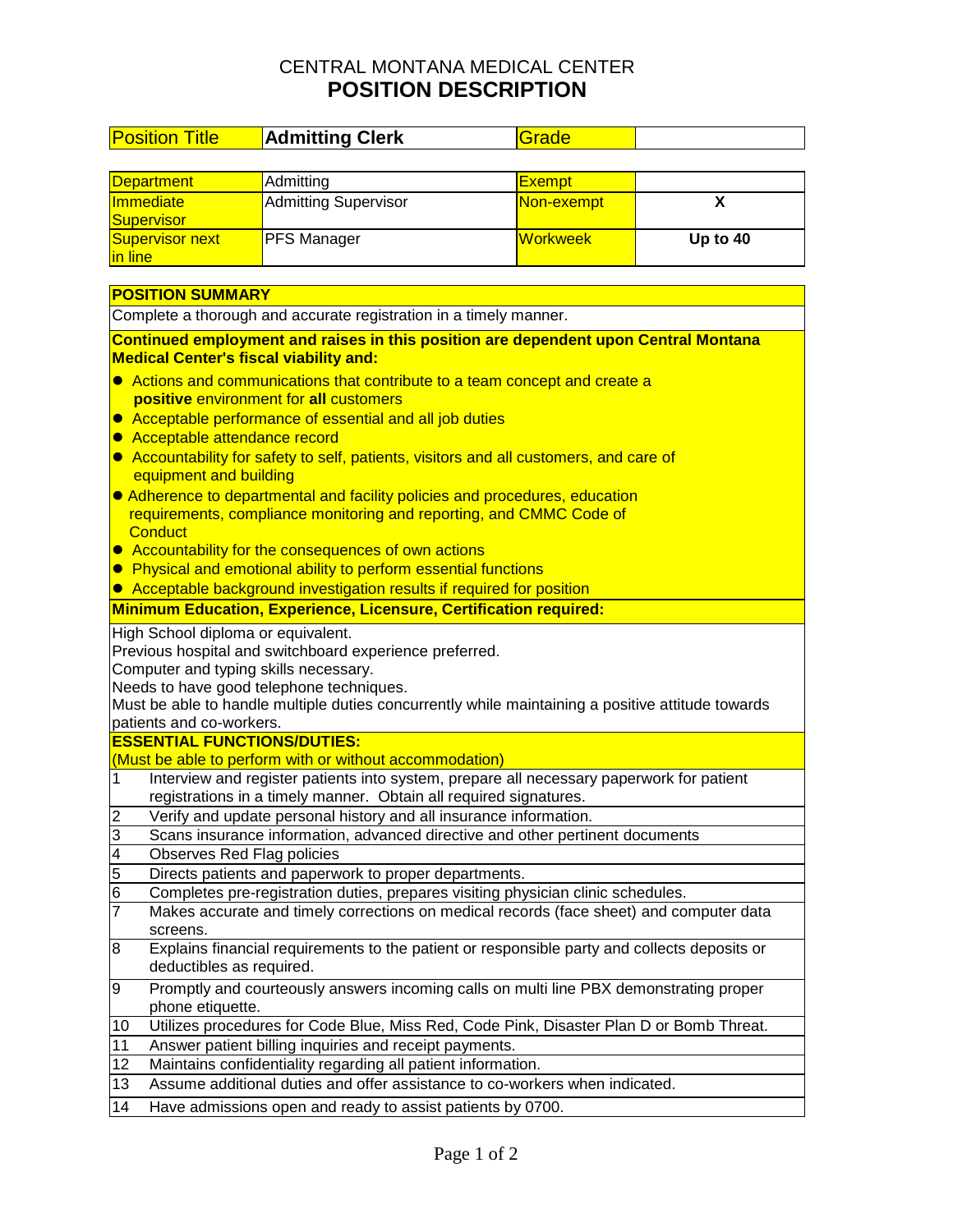CENTRAL MONTANA MEDICAL CENTER

# POSITION DESCRIPTION

| Position Title | **Admitting Clerk** | Grade | |
|---|---|---|---|

| Department | Admitting | Exempt | |
|---|---|---|---|
| Immediate Supervisor | Admitting Supervisor | Non-exempt | **X** |
| Supervisor next in line | PFS Manager | Workweek | **Up to 40** |

## POSITION SUMMARY

Complete a thorough and accurate registration in a timely manner.

**Continued employment and raises in this position are dependent upon Central Montana Medical Center's fiscal viability and:**

- Actions and communications that contribute to a team concept and create a **positive** environment for **all** customers
- Acceptable performance of essential and all job duties
- Acceptable attendance record
- Accountability for safety to self, patients, visitors and all customers, and care of equipment and building
- Adherence to departmental and facility policies and procedures, education requirements, compliance monitoring and reporting, and CMMC Code of Conduct
- Accountability for the consequences of own actions
- Physical and emotional ability to perform essential functions
- Acceptable background investigation results if required for position

**Minimum Education, Experience, Licensure, Certification required:**

High School diploma or equivalent.
Previous hospital and switchboard experience preferred.
Computer and typing skills necessary.
Needs to have good telephone techniques.
Must be able to handle multiple duties concurrently while maintaining a positive attitude towards patients and co-workers.

**ESSENTIAL FUNCTIONS/DUTIES:**
(Must be able to perform with or without accommodation)

| # | Duty |
|---|---|
| 1 | Interview and register patients into system, prepare all necessary paperwork for patient registrations in a timely manner. Obtain all required signatures. |
| 2 | Verify and update personal history and all insurance information. |
| 3 | Scans insurance information, advanced directive and other pertinent documents |
| 4 | Observes Red Flag policies |
| 5 | Directs patients and paperwork to proper departments. |
| 6 | Completes pre-registration duties, prepares visiting physician clinic schedules. |
| 7 | Makes accurate and timely corrections on medical records (face sheet) and computer data screens. |
| 8 | Explains financial requirements to the patient or responsible party and collects deposits or deductibles as required. |
| 9 | Promptly and courteously answers incoming calls on multi line PBX demonstrating proper phone etiquette. |
| 10 | Utilizes procedures for Code Blue, Miss Red, Code Pink, Disaster Plan D or Bomb Threat. |
| 11 | Answer patient billing inquiries and receipt payments. |
| 12 | Maintains confidentiality regarding all patient information. |
| 13 | Assume additional duties and offer assistance to co-workers when indicated. |
| 14 | Have admissions open and ready to assist patients by 0700. |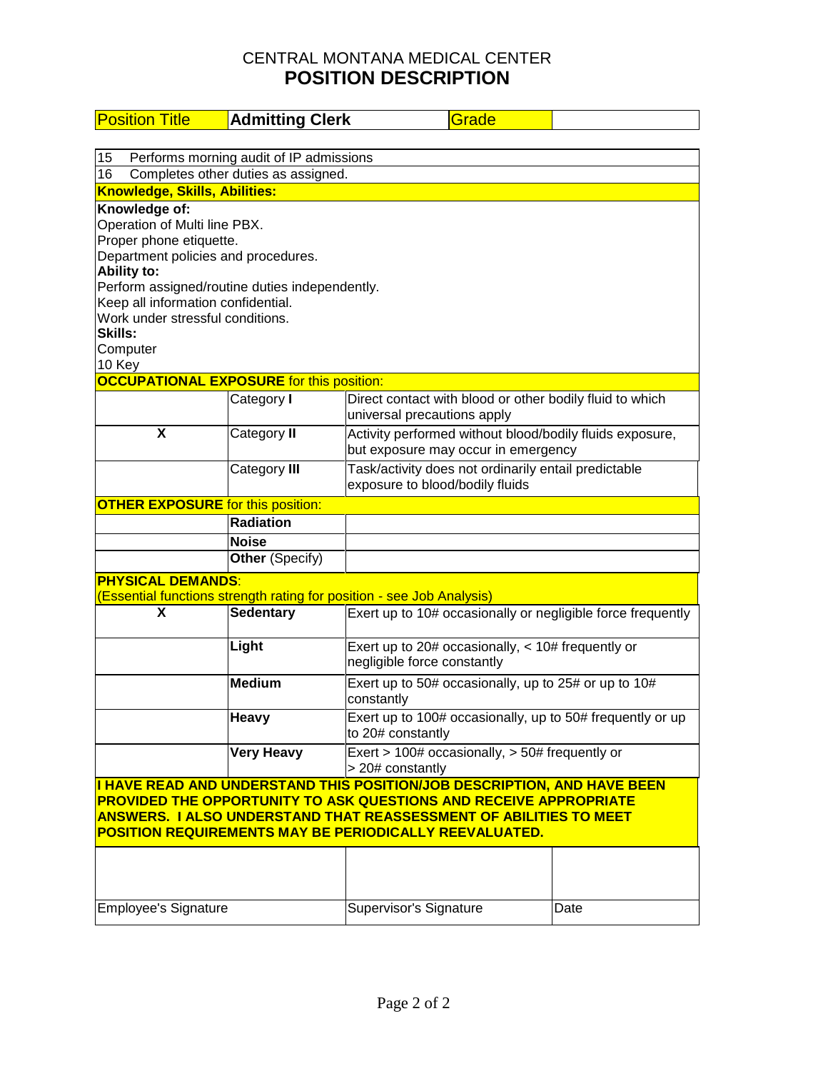CENTRAL MONTANA MEDICAL CENTER

# POSITION DESCRIPTION

| Position Title | Admitting Clerk | Grade | |
|---|---|---|---|

| | |
|---|---|
| 15 | Performs morning audit of IP admissions |
| 16 | Completes other duties as assigned. |

**Knowledge, Skills, Abilities:**

**Knowledge of:**
Operation of Multi line PBX.
Proper phone etiquette.
Department policies and procedures.

**Ability to:**
Perform assigned/routine duties independently.
Keep all information confidential.
Work under stressful conditions.

**Skills:**
Computer
10 Key

**OCCUPATIONAL EXPOSURE** for this position:

| | | |
|---|---|---|
| | Category **I** | Direct contact with blood or other bodily fluid to which universal precautions apply |
| X | Category **II** | Activity performed without blood/bodily fluids exposure, but exposure may occur in emergency |
| | Category **III** | Task/activity does not ordinarily entail predictable exposure to blood/bodily fluids |

**OTHER EXPOSURE** for this position:

| | | |
|---|---|---|
| | **Radiation** | |
| | **Noise** | |
| | **Other** (Specify) | |

**PHYSICAL DEMANDS**:
(Essential functions strength rating for position - see Job Analysis)

| | | |
|---|---|---|
| X | **Sedentary** | Exert up to 10# occasionally or negligible force frequently |
| | **Light** | Exert up to 20# occasionally, < 10# frequently or negligible force constantly |
| | **Medium** | Exert up to 50# occasionally, up to 25# or up to 10# constantly |
| | **Heavy** | Exert up to 100# occasionally, up to 50# frequently or up to 20# constantly |
| | **Very Heavy** | Exert > 100# occasionally, > 50# frequently or > 20# constantly |

**I HAVE READ AND UNDERSTAND THIS POSITION/JOB DESCRIPTION, AND HAVE BEEN PROVIDED THE OPPORTUNITY TO ASK QUESTIONS AND RECEIVE APPROPRIATE ANSWERS. I ALSO UNDERSTAND THAT REASSESSMENT OF ABILITIES TO MEET POSITION REQUIREMENTS MAY BE PERIODICALLY REEVALUATED.**

| | | |
|---|---|---|
| | | |
| Employee's Signature | Supervisor's Signature | Date |